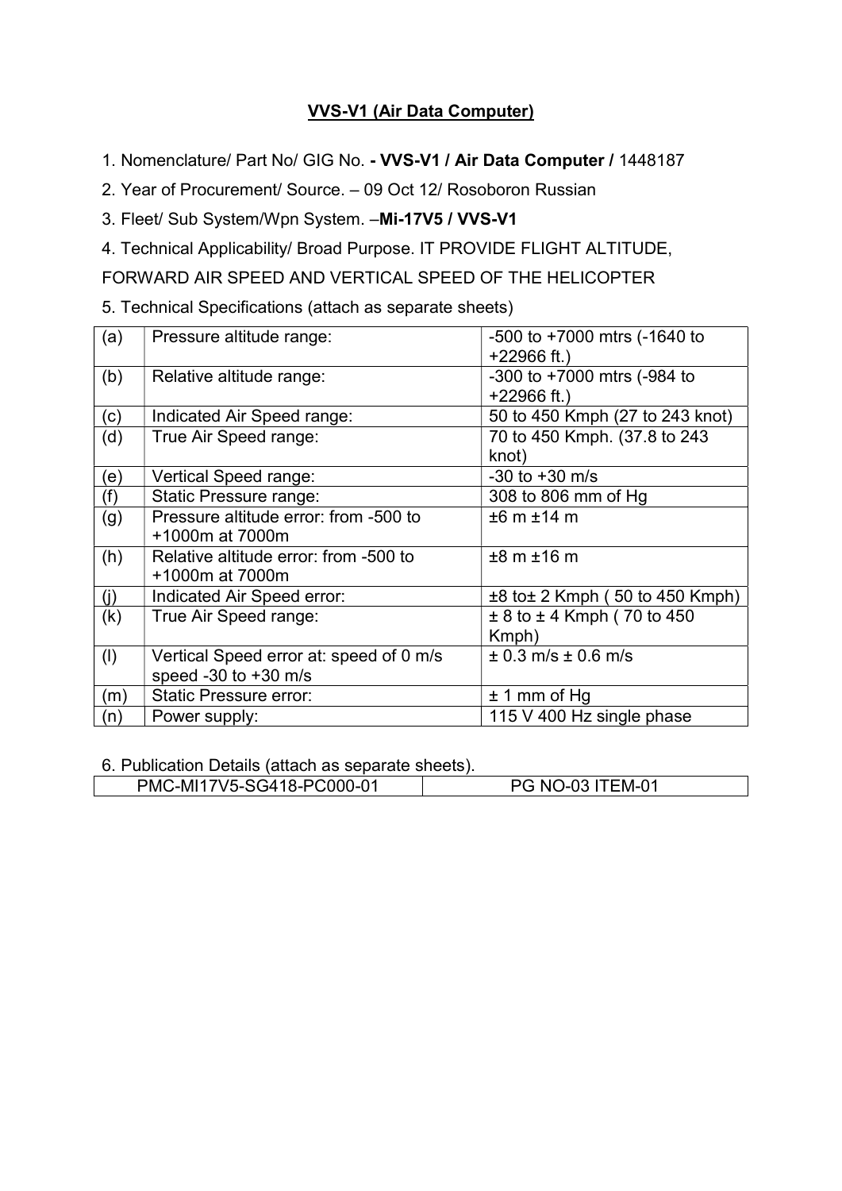**VVS-V1 (Air Data Computer)**

1. Nomenclature/ Part No/ GIG No. **- VVS-V1 / Air Data Computer /** 1448187
2. Year of Procurement/ Source. – 09 Oct 12/ Rosoboron Russian
3. Fleet/ Sub System/Wpn System. –**Mi-17V5 / VVS-V1**
4. Technical Applicability/ Broad Purpose. IT PROVIDE FLIGHT ALTITUDE, FORWARD AIR SPEED AND VERTICAL SPEED OF THE HELICOPTER
5. Technical Specifications (attach as separate sheets)

| | | |
|---|---|---|
| (a) | Pressure altitude range: | -500 to +7000 mtrs (-1640 to +22966 ft.) |
| (b) | Relative altitude range: | -300 to +7000 mtrs (-984 to +22966 ft.) |
| (c) | Indicated Air Speed range: | 50 to 450 Kmph (27 to 243 knot) |
| (d) | True Air Speed range: | 70 to 450 Kmph. (37.8 to 243 knot) |
| (e) | Vertical Speed range: | -30 to +30 m/s |
| (f) | Static Pressure range: | 308 to 806 mm of Hg |
| (g) | Pressure altitude error: from -500 to +1000m at 7000m | ±6 m ±14 m |
| (h) | Relative altitude error: from -500 to +1000m at 7000m | ±8 m ±16 m |
| (j) | Indicated Air Speed error: | ±8 to± 2 Kmph ( 50 to 450 Kmph) |
| (k) | True Air Speed range: | ± 8 to ± 4 Kmph ( 70 to 450 Kmph) |
| (l) | Vertical Speed error at: speed of 0 m/s speed -30 to +30 m/s | ± 0.3 m/s ± 0.6 m/s |
| (m) | Static Pressure error: | ± 1 mm of Hg |
| (n) | Power supply: | 115 V 400 Hz single phase |

6. Publication Details (attach as separate sheets).

| | |
|---|---|
| PMC-MI17V5-SG418-PC000-01 | PG NO-03 ITEM-01 |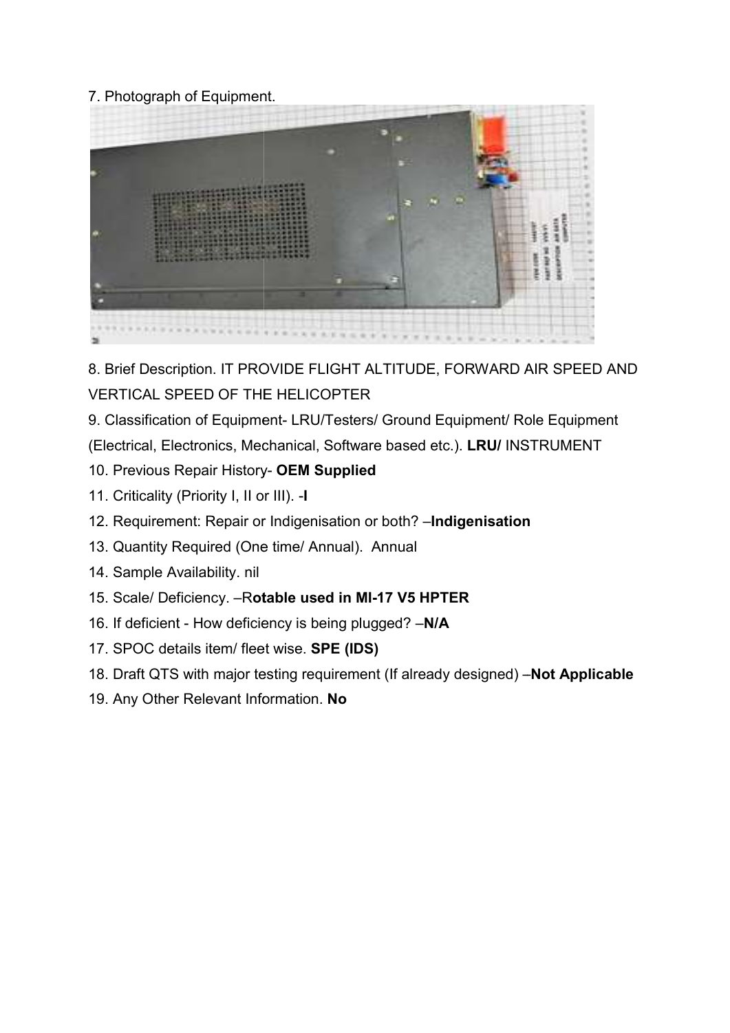7. Photograph of Equipment.

8. Brief Description. IT PROVIDE FLIGHT ALTITUDE, FORWARD AIR SPEED AND VERTICAL SPEED OF THE HELICOPTER

9. Classification of Equipment- LRU/Testers/ Ground Equipment/ Role Equipment (Electrical, Electronics, Mechanical, Software based etc.). **LRU/** INSTRUMENT

10. Previous Repair History- **OEM Supplied**

11. Criticality (Priority I, II or III). -**I**

12. Requirement: Repair or Indigenisation or both? –**Indigenisation**

13. Quantity Required (One time/ Annual). Annual

14. Sample Availability. nil

15. Scale/ Deficiency. –R**otable used in MI-17 V5 HPTER**

16. If deficient - How deficiency is being plugged? –**N/A**

17. SPOC details item/ fleet wise. **SPE (IDS)**

18. Draft QTS with major testing requirement (If already designed) –**Not Applicable**

19. Any Other Relevant Information. **No**